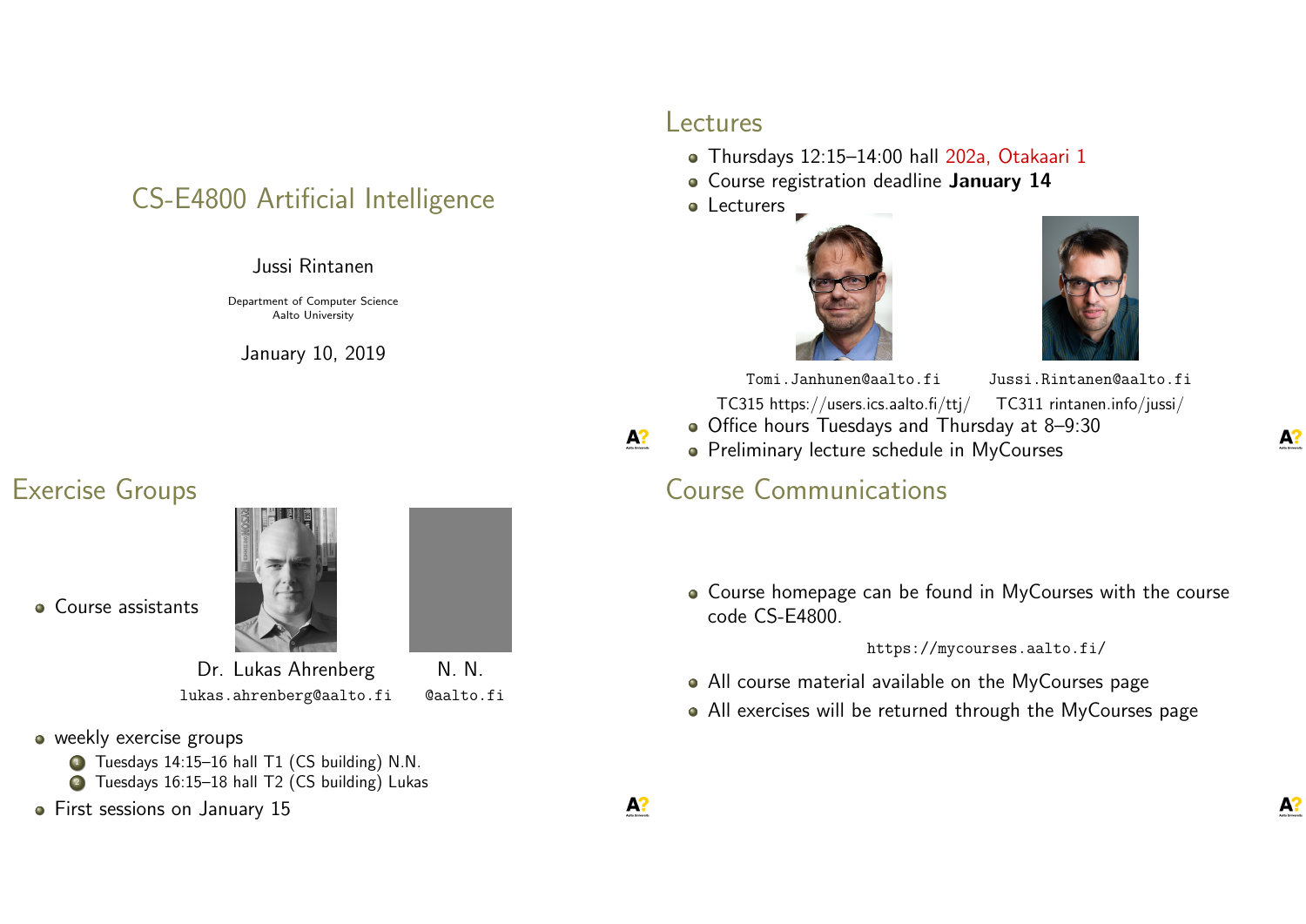# CS-E4800 Artificial Intelligence

Jussi Rintanen

Department of Computer Science
Aalto University

January 10, 2019

## Lectures

- Thursdays 12:15–14:00 hall 202a, Otakaari 1
- Course registration deadline **January 14**
- Lecturers

Tomi.Janhunen@aalto.fi
TC315 https://users.ics.aalto.fi/ttj/

Jussi.Rintanen@aalto.fi
TC311 rintanen.info/jussi/

- Office hours Tuesdays and Thursday at 8–9:30
- Preliminary lecture schedule in MyCourses

## Exercise Groups

- Course assistants

Dr. Lukas Ahrenberg
lukas.ahrenberg@aalto.fi

N. N.
@aalto.fi

- weekly exercise groups
  1. Tuesdays 14:15–16 hall T1 (CS building) N.N.
  2. Tuesdays 16:15–18 hall T2 (CS building) Lukas
- First sessions on January 15

## Course Communications

- Course homepage can be found in MyCourses with the course code CS-E4800.

  https://mycourses.aalto.fi/

- All course material available on the MyCourses page
- All exercises will be returned through the MyCourses page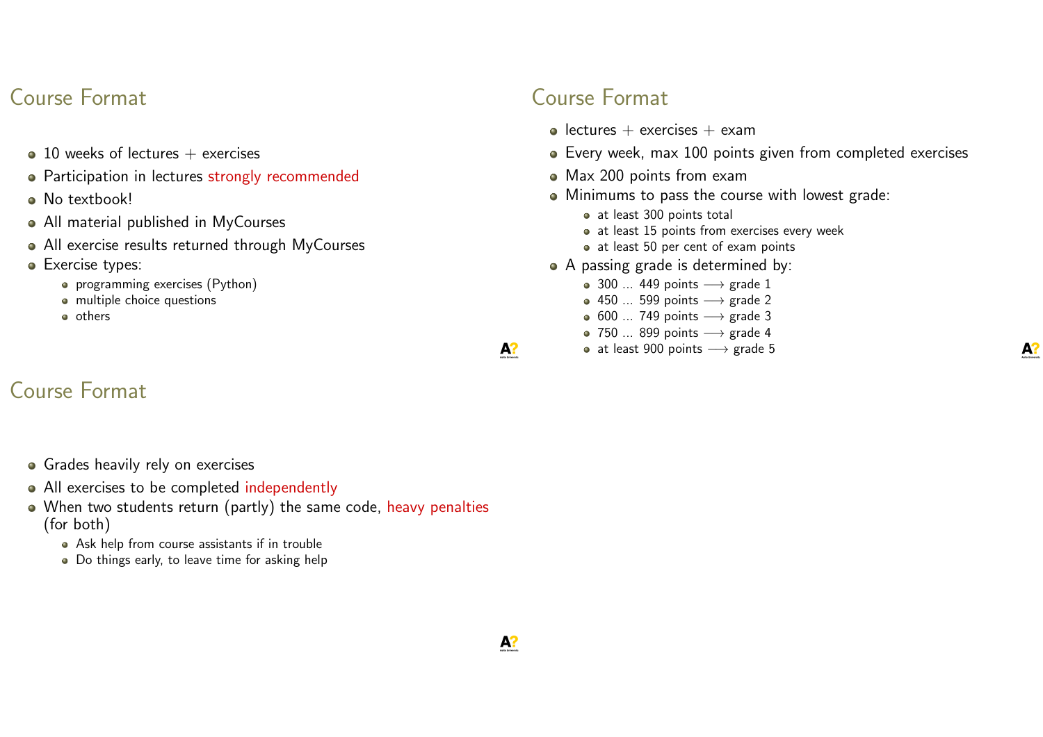## Course Format

- 10 weeks of lectures + exercises
- Participation in lectures strongly recommended
- No textbook!
- All material published in MyCourses
- All exercise results returned through MyCourses
- Exercise types:
  - programming exercises (Python)
  - multiple choice questions
  - others

## Course Format

- lectures + exercises + exam
- Every week, max 100 points given from completed exercises
- Max 200 points from exam
- Minimums to pass the course with lowest grade:
  - at least 300 points total
  - at least 15 points from exercises every week
  - at least 50 per cent of exam points
- A passing grade is determined by:
  - 300 ... 449 points ⟶ grade 1
  - 450 ... 599 points ⟶ grade 2
  - 600 ... 749 points ⟶ grade 3
  - 750 ... 899 points ⟶ grade 4
  - at least 900 points ⟶ grade 5

## Course Format

- Grades heavily rely on exercises
- All exercises to be completed independently
- When two students return (partly) the same code, heavy penalties (for both)
  - Ask help from course assistants if in trouble
  - Do things early, to leave time for asking help